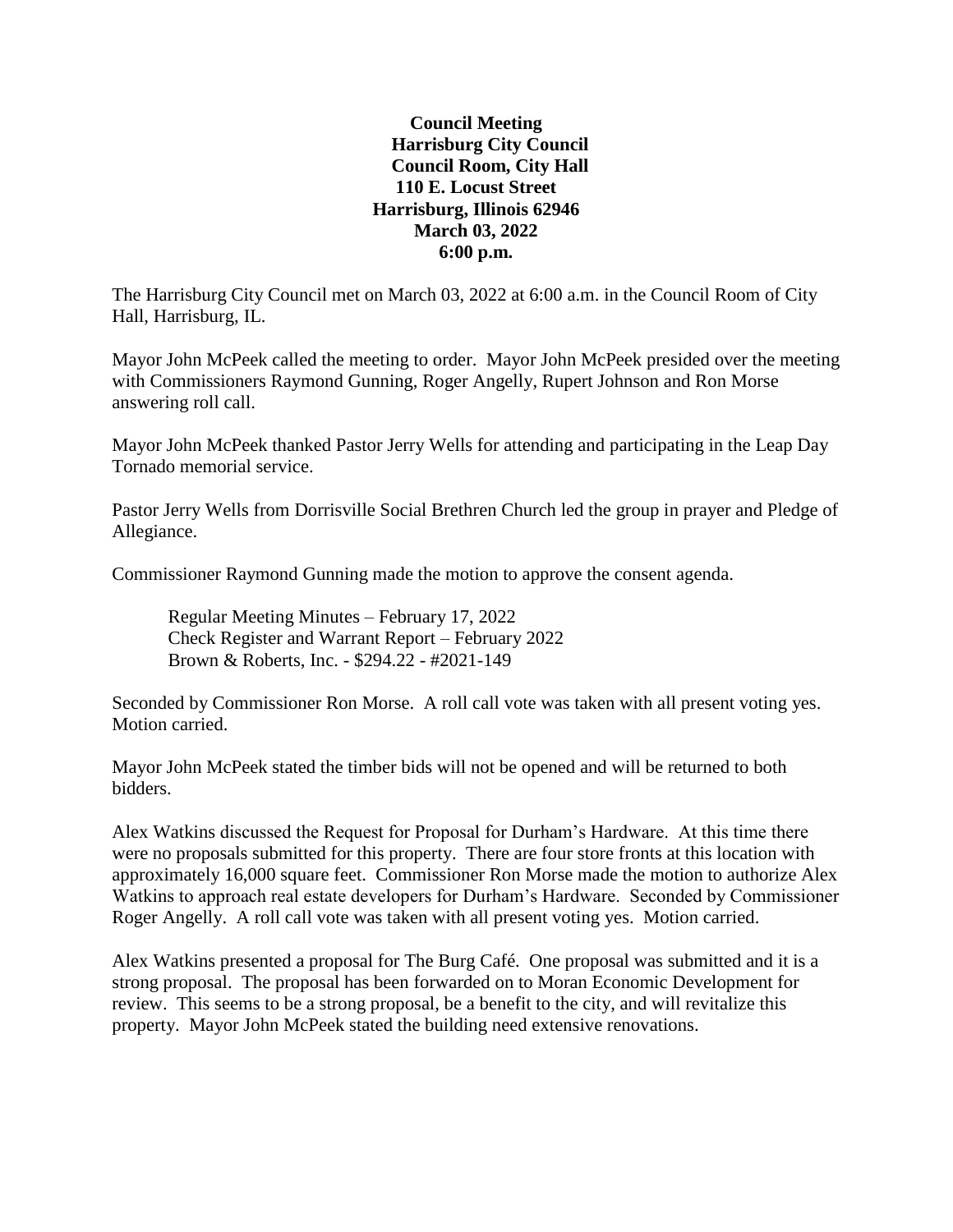**Council Meeting**
**Harrisburg City Council**
**Council Room, City Hall**
**110 E. Locust Street**
**Harrisburg, Illinois 62946**
**March 03, 2022**
**6:00 p.m.**

The Harrisburg City Council met on March 03, 2022 at 6:00 a.m. in the Council Room of City Hall, Harrisburg, IL.

Mayor John McPeek called the meeting to order. Mayor John McPeek presided over the meeting with Commissioners Raymond Gunning, Roger Angelly, Rupert Johnson and Ron Morse answering roll call.

Mayor John McPeek thanked Pastor Jerry Wells for attending and participating in the Leap Day Tornado memorial service.

Pastor Jerry Wells from Dorrisville Social Brethren Church led the group in prayer and Pledge of Allegiance.

Commissioner Raymond Gunning made the motion to approve the consent agenda.

> Regular Meeting Minutes – February 17, 2022
> Check Register and Warrant Report – February 2022
> Brown & Roberts, Inc. - $294.22 - #2021-149

Seconded by Commissioner Ron Morse. A roll call vote was taken with all present voting yes. Motion carried.

Mayor John McPeek stated the timber bids will not be opened and will be returned to both bidders.

Alex Watkins discussed the Request for Proposal for Durham's Hardware. At this time there were no proposals submitted for this property. There are four store fronts at this location with approximately 16,000 square feet. Commissioner Ron Morse made the motion to authorize Alex Watkins to approach real estate developers for Durham's Hardware. Seconded by Commissioner Roger Angelly. A roll call vote was taken with all present voting yes. Motion carried.

Alex Watkins presented a proposal for The Burg Café. One proposal was submitted and it is a strong proposal. The proposal has been forwarded on to Moran Economic Development for review. This seems to be a strong proposal, be a benefit to the city, and will revitalize this property. Mayor John McPeek stated the building need extensive renovations.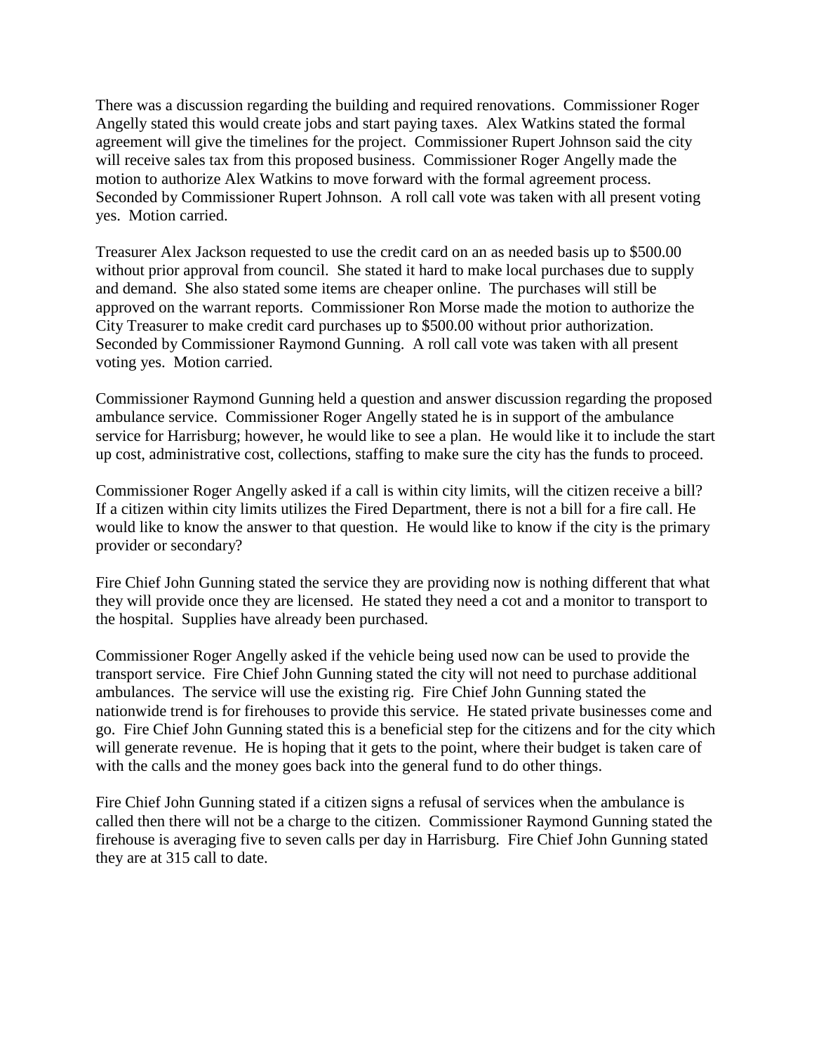There was a discussion regarding the building and required renovations. Commissioner Roger Angelly stated this would create jobs and start paying taxes. Alex Watkins stated the formal agreement will give the timelines for the project. Commissioner Rupert Johnson said the city will receive sales tax from this proposed business. Commissioner Roger Angelly made the motion to authorize Alex Watkins to move forward with the formal agreement process. Seconded by Commissioner Rupert Johnson. A roll call vote was taken with all present voting yes. Motion carried.

Treasurer Alex Jackson requested to use the credit card on an as needed basis up to $500.00 without prior approval from council. She stated it hard to make local purchases due to supply and demand. She also stated some items are cheaper online. The purchases will still be approved on the warrant reports. Commissioner Ron Morse made the motion to authorize the City Treasurer to make credit card purchases up to $500.00 without prior authorization. Seconded by Commissioner Raymond Gunning. A roll call vote was taken with all present voting yes. Motion carried.

Commissioner Raymond Gunning held a question and answer discussion regarding the proposed ambulance service. Commissioner Roger Angelly stated he is in support of the ambulance service for Harrisburg; however, he would like to see a plan. He would like it to include the start up cost, administrative cost, collections, staffing to make sure the city has the funds to proceed.

Commissioner Roger Angelly asked if a call is within city limits, will the citizen receive a bill? If a citizen within city limits utilizes the Fired Department, there is not a bill for a fire call. He would like to know the answer to that question. He would like to know if the city is the primary provider or secondary?

Fire Chief John Gunning stated the service they are providing now is nothing different that what they will provide once they are licensed. He stated they need a cot and a monitor to transport to the hospital. Supplies have already been purchased.

Commissioner Roger Angelly asked if the vehicle being used now can be used to provide the transport service. Fire Chief John Gunning stated the city will not need to purchase additional ambulances. The service will use the existing rig. Fire Chief John Gunning stated the nationwide trend is for firehouses to provide this service. He stated private businesses come and go. Fire Chief John Gunning stated this is a beneficial step for the citizens and for the city which will generate revenue. He is hoping that it gets to the point, where their budget is taken care of with the calls and the money goes back into the general fund to do other things.

Fire Chief John Gunning stated if a citizen signs a refusal of services when the ambulance is called then there will not be a charge to the citizen. Commissioner Raymond Gunning stated the firehouse is averaging five to seven calls per day in Harrisburg. Fire Chief John Gunning stated they are at 315 call to date.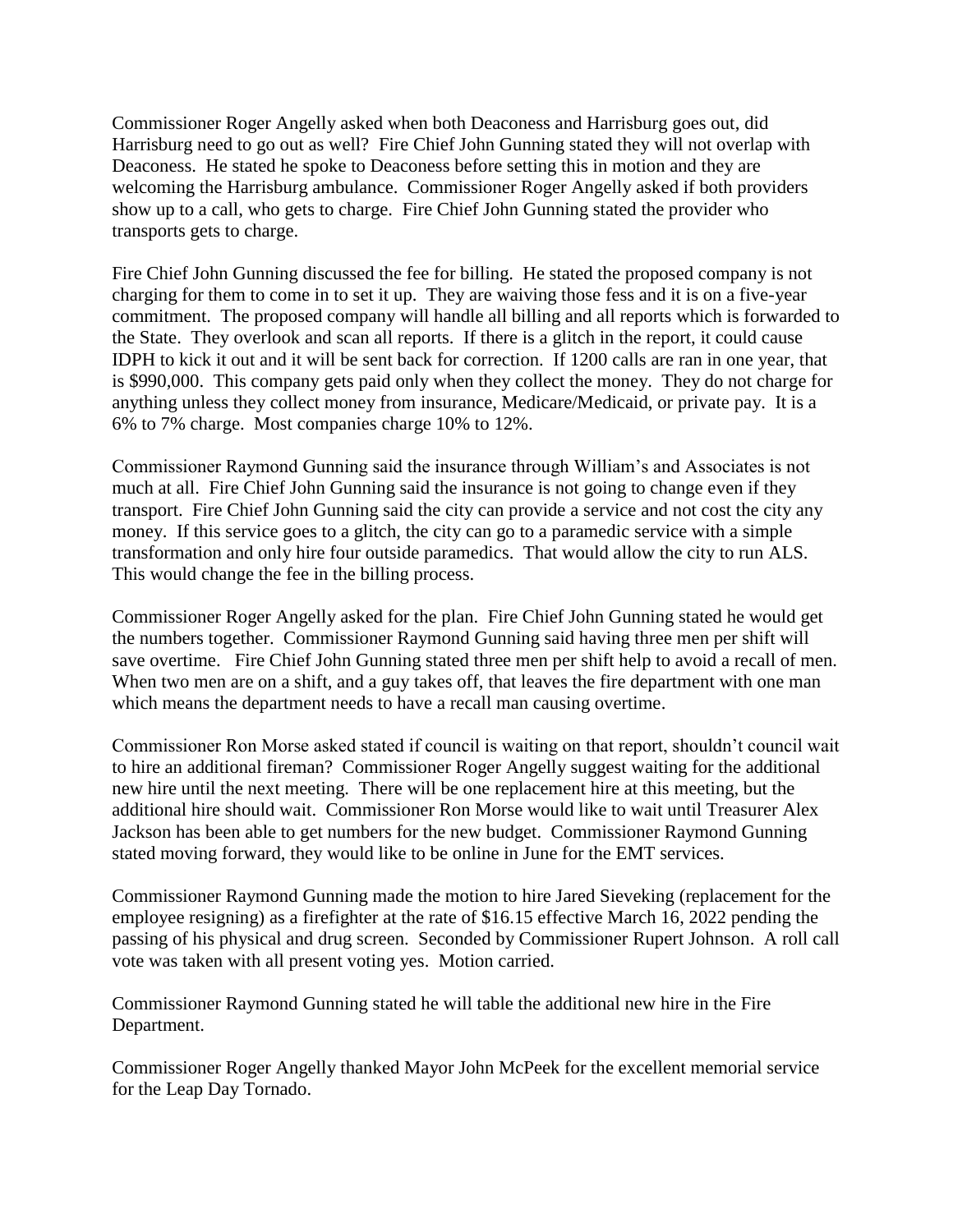Commissioner Roger Angelly asked when both Deaconess and Harrisburg goes out, did Harrisburg need to go out as well? Fire Chief John Gunning stated they will not overlap with Deaconess. He stated he spoke to Deaconess before setting this in motion and they are welcoming the Harrisburg ambulance. Commissioner Roger Angelly asked if both providers show up to a call, who gets to charge. Fire Chief John Gunning stated the provider who transports gets to charge.

Fire Chief John Gunning discussed the fee for billing. He stated the proposed company is not charging for them to come in to set it up. They are waiving those fess and it is on a five-year commitment. The proposed company will handle all billing and all reports which is forwarded to the State. They overlook and scan all reports. If there is a glitch in the report, it could cause IDPH to kick it out and it will be sent back for correction. If 1200 calls are ran in one year, that is $990,000. This company gets paid only when they collect the money. They do not charge for anything unless they collect money from insurance, Medicare/Medicaid, or private pay. It is a 6% to 7% charge. Most companies charge 10% to 12%.

Commissioner Raymond Gunning said the insurance through William's and Associates is not much at all. Fire Chief John Gunning said the insurance is not going to change even if they transport. Fire Chief John Gunning said the city can provide a service and not cost the city any money. If this service goes to a glitch, the city can go to a paramedic service with a simple transformation and only hire four outside paramedics. That would allow the city to run ALS. This would change the fee in the billing process.

Commissioner Roger Angelly asked for the plan. Fire Chief John Gunning stated he would get the numbers together. Commissioner Raymond Gunning said having three men per shift will save overtime. Fire Chief John Gunning stated three men per shift help to avoid a recall of men. When two men are on a shift, and a guy takes off, that leaves the fire department with one man which means the department needs to have a recall man causing overtime.

Commissioner Ron Morse asked stated if council is waiting on that report, shouldn't council wait to hire an additional fireman? Commissioner Roger Angelly suggest waiting for the additional new hire until the next meeting. There will be one replacement hire at this meeting, but the additional hire should wait. Commissioner Ron Morse would like to wait until Treasurer Alex Jackson has been able to get numbers for the new budget. Commissioner Raymond Gunning stated moving forward, they would like to be online in June for the EMT services.

Commissioner Raymond Gunning made the motion to hire Jared Sieveking (replacement for the employee resigning) as a firefighter at the rate of $16.15 effective March 16, 2022 pending the passing of his physical and drug screen. Seconded by Commissioner Rupert Johnson. A roll call vote was taken with all present voting yes. Motion carried.

Commissioner Raymond Gunning stated he will table the additional new hire in the Fire Department.

Commissioner Roger Angelly thanked Mayor John McPeek for the excellent memorial service for the Leap Day Tornado.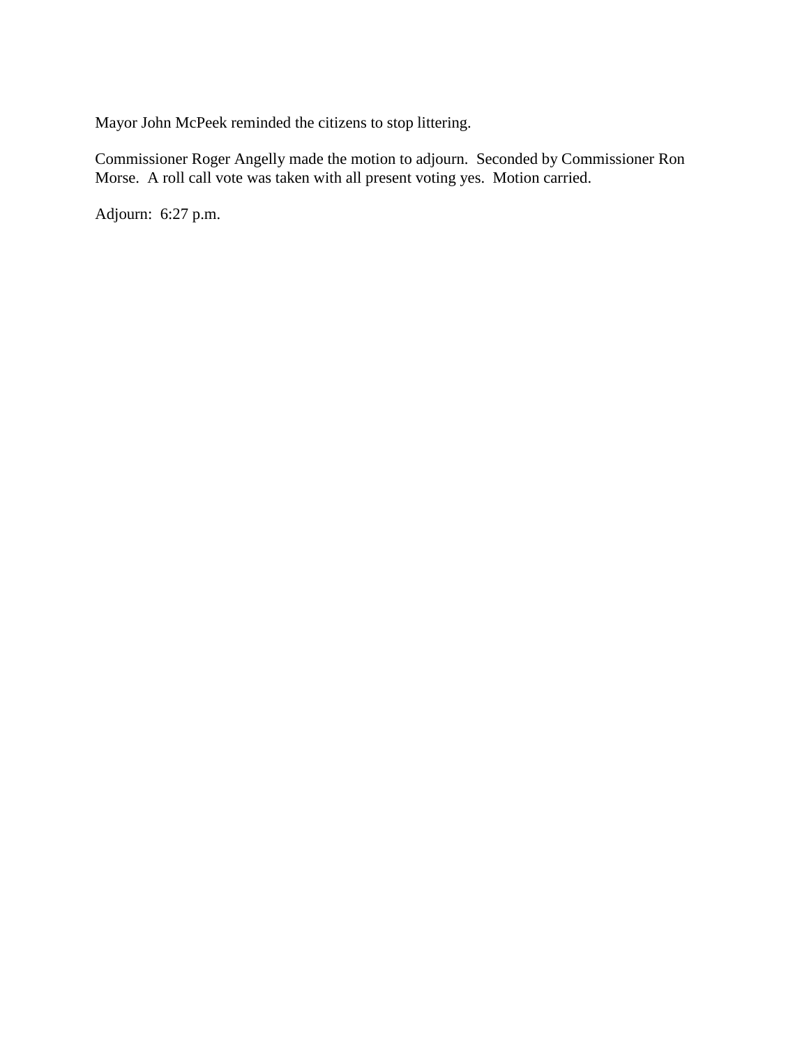Mayor John McPeek reminded the citizens to stop littering.

Commissioner Roger Angelly made the motion to adjourn.  Seconded by Commissioner Ron Morse.  A roll call vote was taken with all present voting yes.  Motion carried.

Adjourn:  6:27 p.m.